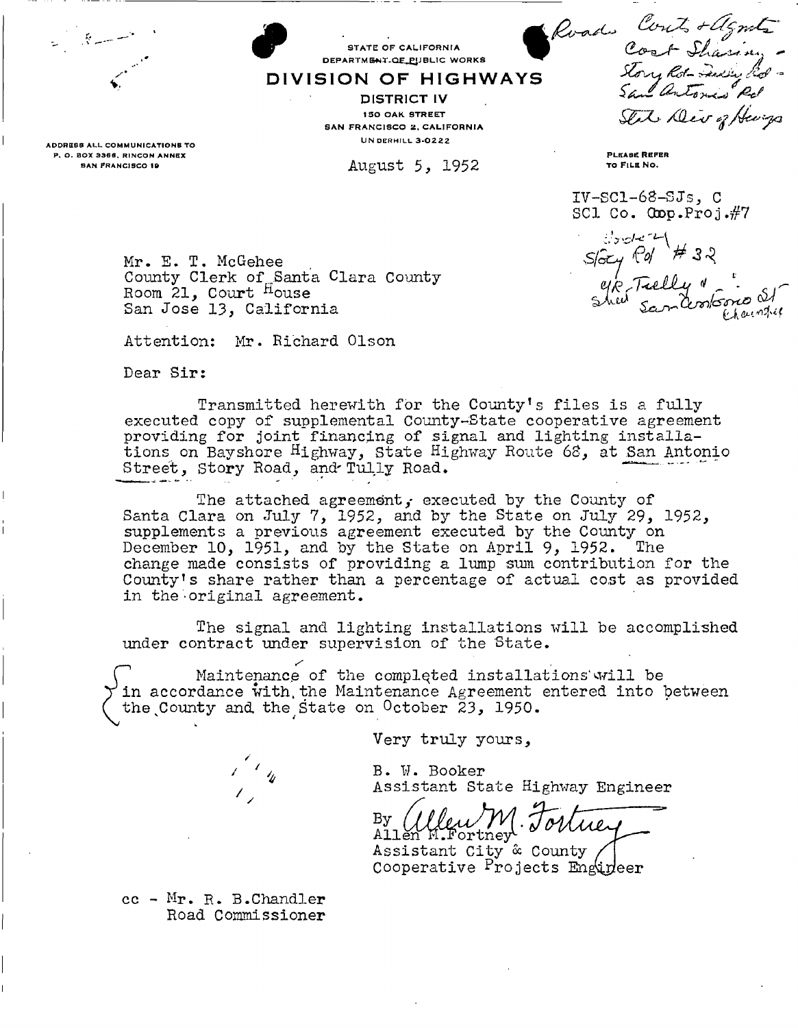Roads Costs + Agmts
Cost Sharing -
Story Rd - Tully Rd -
San Antonio Rd
State Div of Hwys

STATE OF CALIFORNIA
DEPARTMENT OF PUBLIC WORKS

# DIVISION OF HIGHWAYS

**DISTRICT IV**
150 OAK STREET
SAN FRANCISCO 2, CALIFORNIA
UNDERHILL 3-0222

ADDRESS ALL COMMUNICATIONS TO
P. O. BOX 3366, RINCON ANNEX
SAN FRANCISCO 19

August 5, 1952

PLEASE REFER
TO FILE NO.

IV-SCl-68-SJs, C
SCl Co. Coop.Proj.#7

Book 4
Story Rd #32
c/R Tully "
Show San Antonio St
Chandler

Mr. E. T. McGehee
County Clerk of Santa Clara County
Room 21, Court House
San Jose 13, California

Attention: Mr. Richard Olson

Dear Sir:

Transmitted herewith for the County's files is a fully executed copy of supplemental County-State cooperative agreement providing for joint financing of signal and lighting installations on Bayshore Highway, State Highway Route 68, at San Antonio Street, Story Road, and Tully Road.

The attached agreement, executed by the County of Santa Clara on July 7, 1952, and by the State on July 29, 1952, supplements a previous agreement executed by the County on December 10, 1951, and by the State on April 9, 1952. The change made consists of providing a lump sum contribution for the County's share rather than a percentage of actual cost as provided in the original agreement.

The signal and lighting installations will be accomplished under contract under supervision of the State.

Maintenance of the completed installations will be in accordance with the Maintenance Agreement entered into between the County and the State on October 23, 1950.

Very truly yours,

B. W. Booker
Assistant State Highway Engineer

By Allen M. Fortney
Allen M. Fortney
Assistant City & County
Cooperative Projects Engineer

cc - Mr. R. B. Chandler
Road Commissioner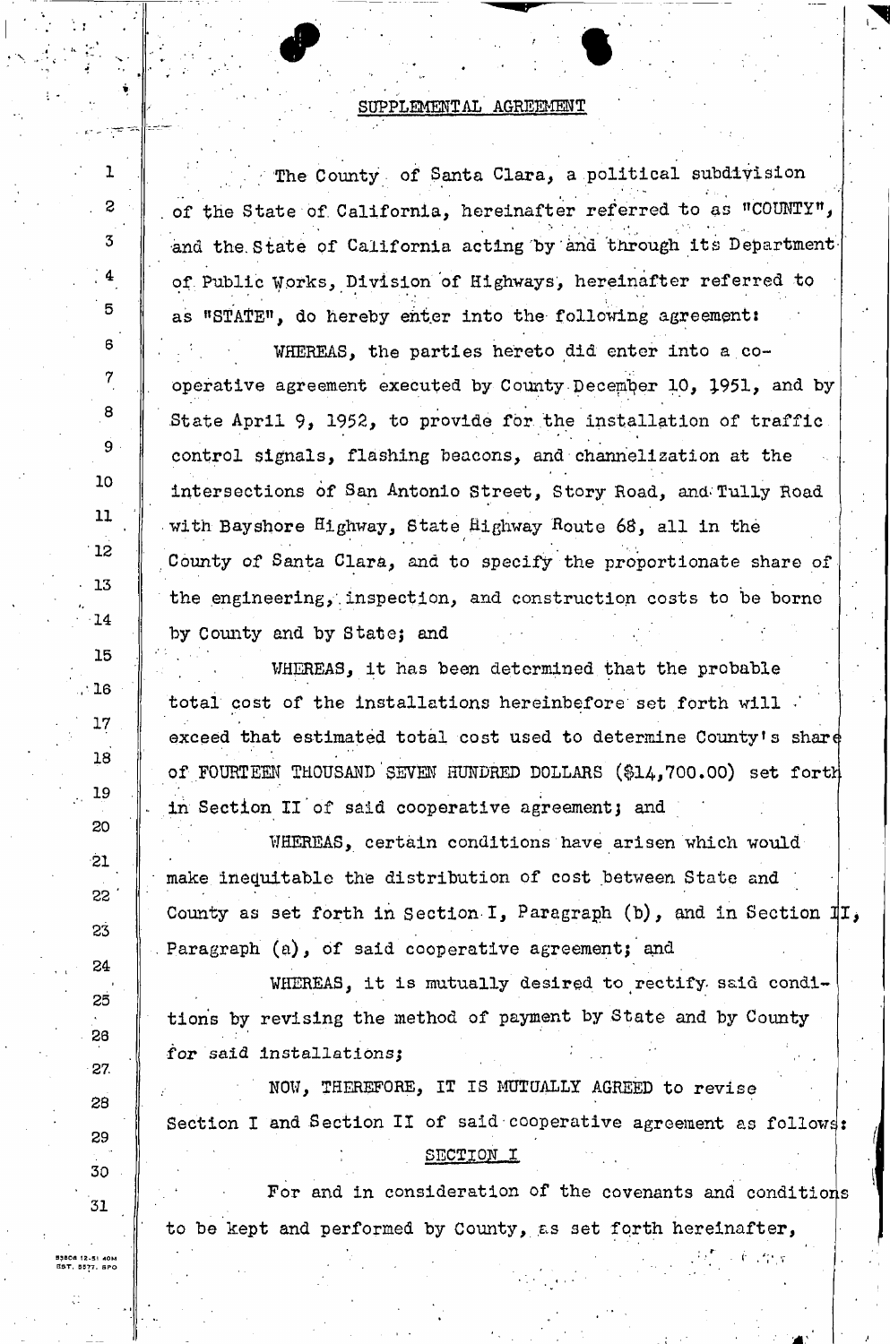## SUPPLEMENTAL AGREEMENT

The County of Santa Clara, a political subdivision of the State of California, hereinafter referred to as "COUNTY", and the State of California acting by and through its Department of Public Works, Division of Highways, hereinafter referred to as "STATE", do hereby enter into the following agreement:

WHEREAS, the parties hereto did enter into a cooperative agreement executed by County December 10, 1951, and by State April 9, 1952, to provide for the installation of traffic control signals, flashing beacons, and channelization at the intersections of San Antonio Street, Story Road, and Tully Road with Bayshore Highway, State Highway Route 68, all in the County of Santa Clara, and to specify the proportionate share of the engineering, inspection, and construction costs to be borne by County and by State; and

WHEREAS, it has been determined that the probable total cost of the installations hereinbefore set forth will exceed that estimated total cost used to determine County's share of FOURTEEN THOUSAND SEVEN HUNDRED DOLLARS ($14,700.00) set forth in Section II of said cooperative agreement; and

WHEREAS, certain conditions have arisen which would make inequitable the distribution of cost between State and County as set forth in Section I, Paragraph (b), and in Section II, Paragraph (a), of said cooperative agreement; and

WHEREAS, it is mutually desired to rectify said conditions by revising the method of payment by State and by County for said installations;

NOW, THEREFORE, IT IS MUTUALLY AGREED to revise Section I and Section II of said cooperative agreement as follows:

### SECTION I

For and in consideration of the covenants and conditions to be kept and performed by County, as set forth hereinafter,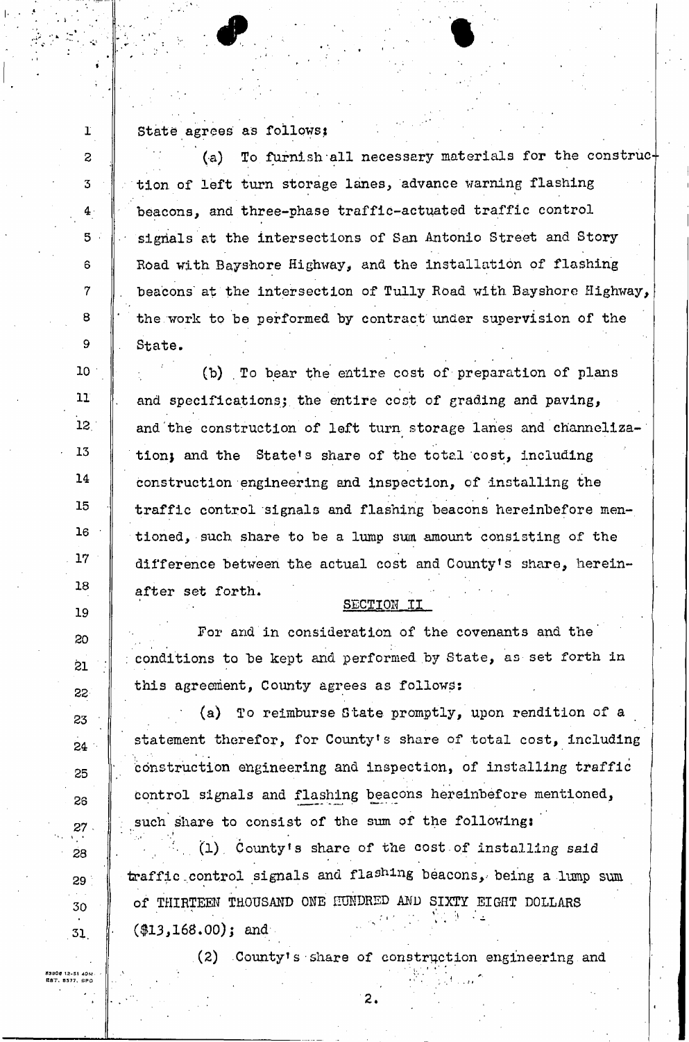State agrees as follows:

(a) To furnish all necessary materials for the construction of left turn storage lanes, advance warning flashing beacons, and three-phase traffic-actuated traffic control signals at the intersections of San Antonio Street and Story Road with Bayshore Highway, and the installation of flashing beacons at the intersection of Tully Road with Bayshore Highway, the work to be performed by contract under supervision of the State.

(b) To bear the entire cost of preparation of plans and specifications; the entire cost of grading and paving, and the construction of left turn storage lanes and channelization; and the State's share of the total cost, including construction engineering and inspection, of installing the traffic control signals and flashing beacons hereinbefore mentioned, such share to be a lump sum amount consisting of the difference between the actual cost and County's share, hereinafter set forth.

## SECTION II

For and in consideration of the covenants and the conditions to be kept and performed by State, as set forth in this agreement, County agrees as follows:

(a) To reimburse State promptly, upon rendition of a statement therefor, for County's share of total cost, including construction engineering and inspection, of installing traffic control signals and flashing beacons hereinbefore mentioned, such share to consist of the sum of the following:

(1) County's share of the cost of installing said traffic control signals and flashing beacons, being a lump sum of THIRTEEN THOUSAND ONE HUNDRED AND SIXTY EIGHT DOLLARS ($13,168.00); and

(2) County's share of construction engineering and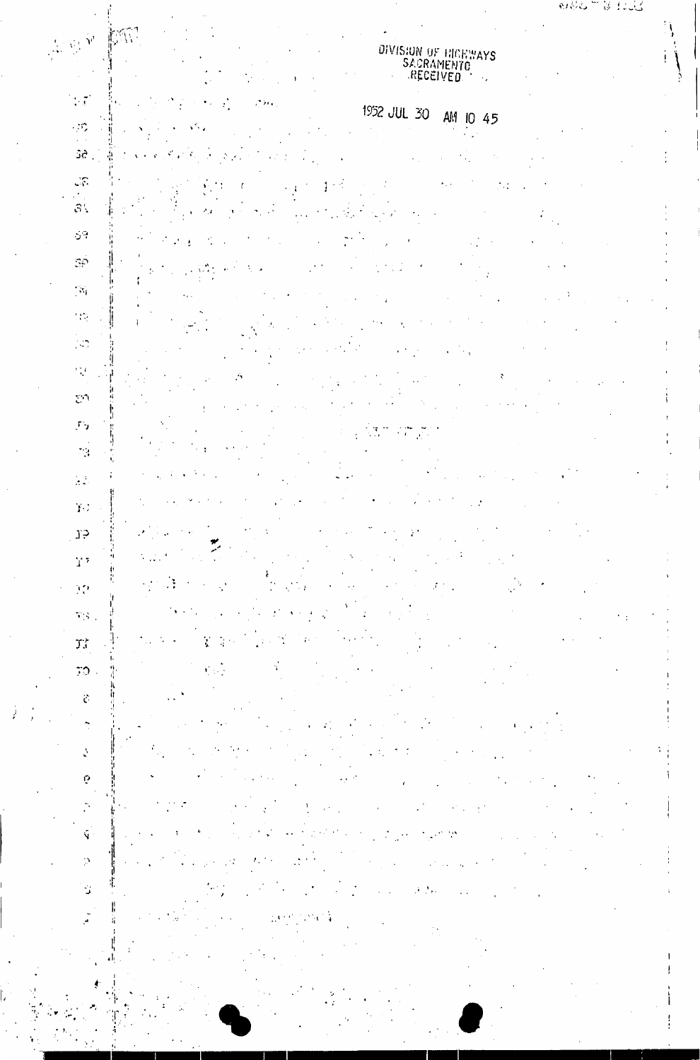DIVISION OF HIGHWAYS
SACRAMENTO
RECEIVED

1952 JUL 30 AM 10 45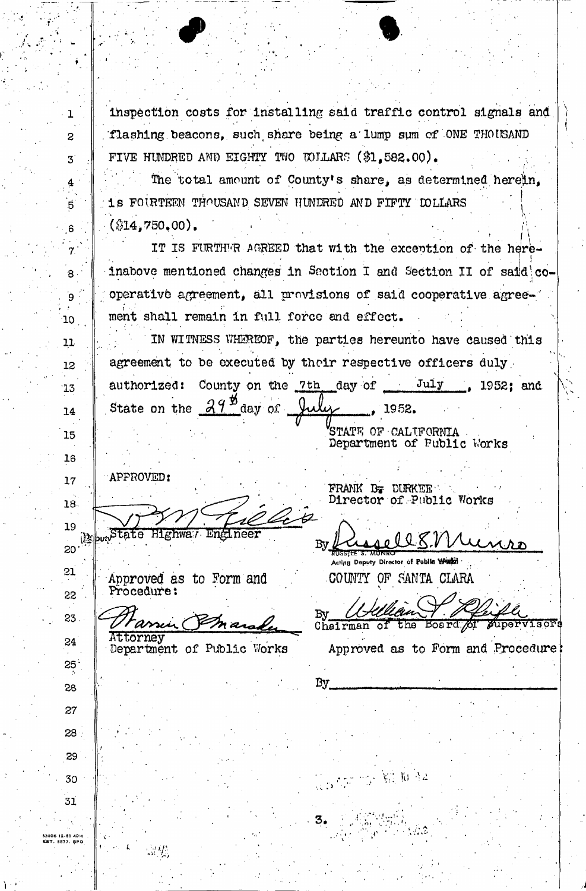inspection costs for installing said traffic control signals and flashing beacons, such share being a lump sum of ONE THOUSAND FIVE HUNDRED AND EIGHTY TWO DOLLARS ($1,582.00).

The total amount of County's share, as determined herein, is FOURTEEN THOUSAND SEVEN HUNDRED AND FIFTY DOLLARS ($14,750.00).

IT IS FURTHER AGREED that with the exception of the hereinabove mentioned changes in Section I and Section II of said cooperative agreement, all provisions of said cooperative agreement shall remain in full force and effect.

IN WITNESS WHEREOF, the parties hereunto have caused this agreement to be executed by their respective officers duly authorized: County on the 7th day of July, 1952; and State on the 29th day of July, 1952.

STATE OF CALIFORNIA
Department of Public Works

APPROVED:

FRANK B. DURKEE
Director of Public Works

Deputy State Highway Engineer

By Russell S. Munro
RUSSELL S. MUNRO
Acting Deputy Director of Public Works

Approved as to Form and Procedure:

Attorney
Department of Public Works

COUNTY OF SANTA CLARA

By William J. Pfeifle
Chairman of the Board of Supervisors

Approved as to Form and Procedure:

By\_\_\_\_\_\_\_\_\_\_\_\_\_\_\_\_\_\_\_\_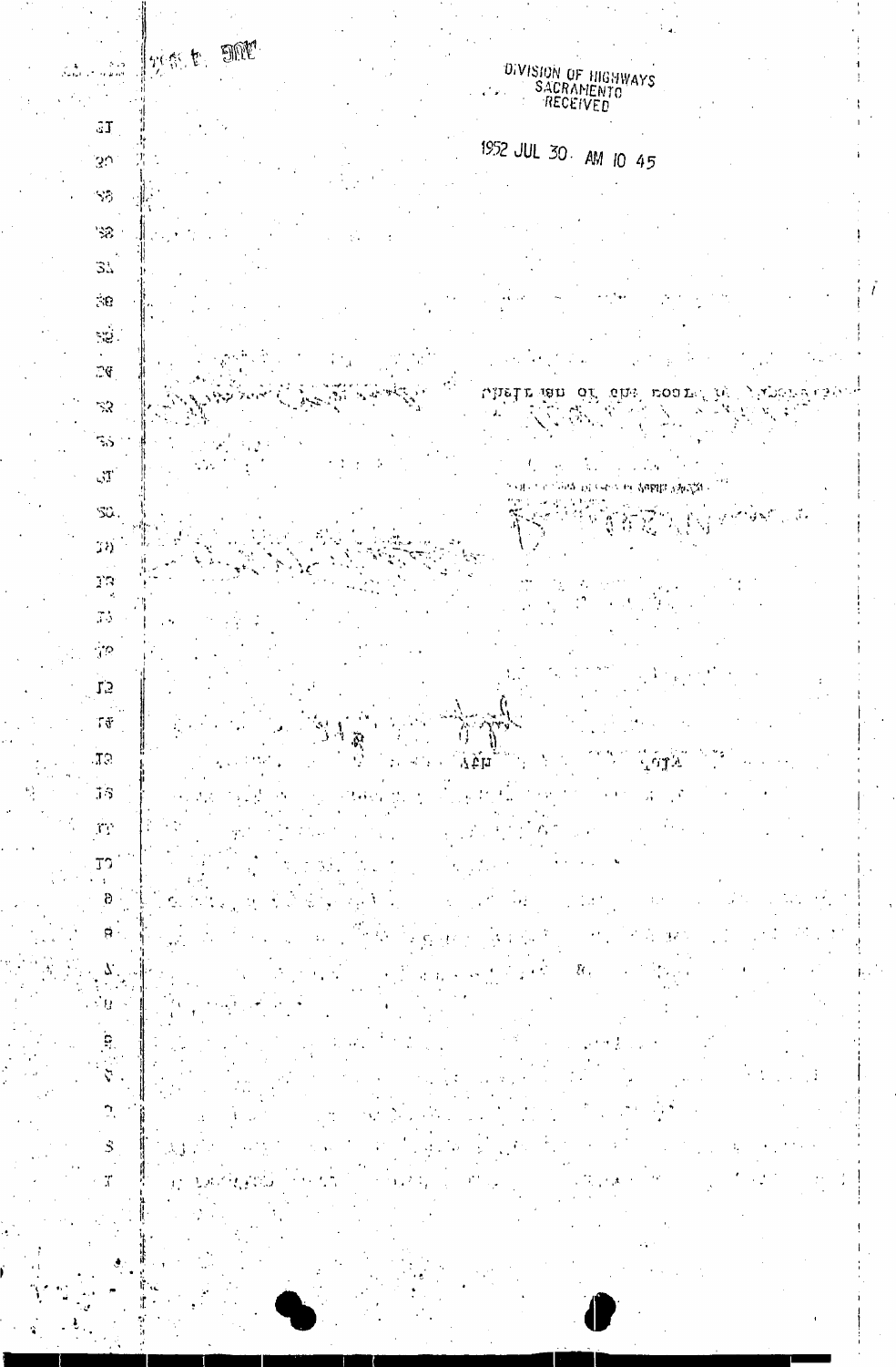DIVISION OF HIGHWAYS
SACRAMENTO
RECEIVED

1952 JUL 30 AM 10 45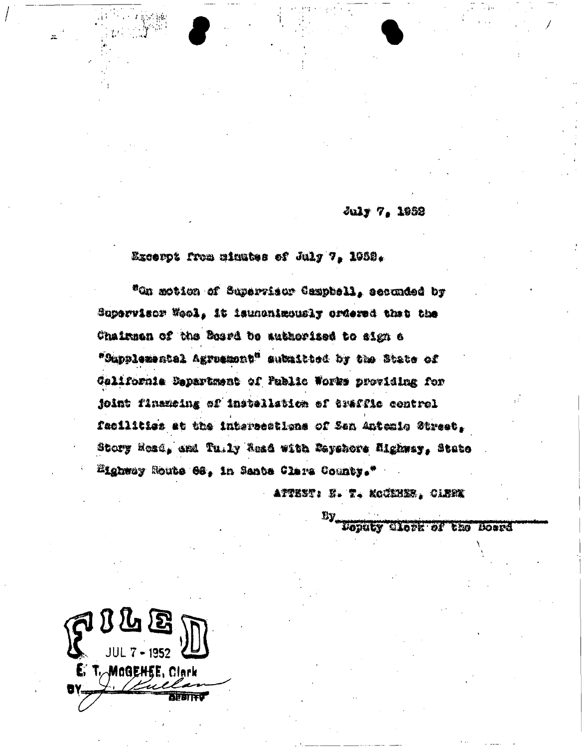July 7, 1952

Excerpt from minutes of July 7, 1952.

"On motion of Supervisor Campbell, seconded by Supervisor Wool, it isunanimously ordered that the Chairman of the Board be authorized to sign a "Supplemental Agreement" submitted by the State of California Department of Public Works providing for joint financing of installation of traffic control facilities at the intersections of San Antonio Street, Story Road, and Tully Road with Bayshore Highway, State Highway Route 68, in Santa Clara County."

ATTEST: E. T. McGEHEE, CLERK

By ______________________
Deputy Clerk of the Board

FILED
JUL 7 - 1952
E. T. McGEHEE, Clerk
BY J. Pullan
DEPUTY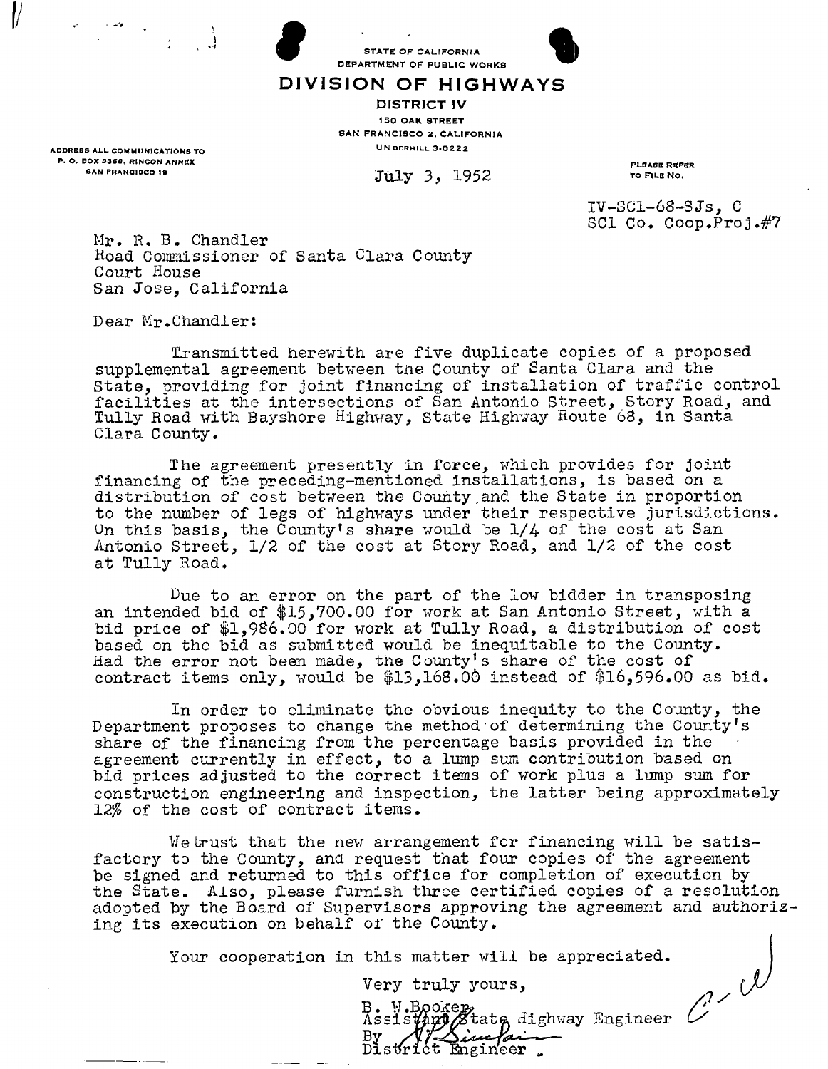STATE OF CALIFORNIA
DEPARTMENT OF PUBLIC WORKS

# DIVISION OF HIGHWAYS

DISTRICT IV
150 OAK STREET
SAN FRANCISCO 2, CALIFORNIA
UNDERHILL 3-0222

ADDRESS ALL COMMUNICATIONS TO
P. O. BOX 3366, RINCON ANNEX
SAN FRANCISCO 19

July 3, 1952

PLEASE REFER TO FILE NO.

IV-SCl-68-SJs, C
SCl Co. Coop.Proj.#7

Mr. R. B. Chandler
Road Commissioner of Santa Clara County
Court House
San Jose, California

Dear Mr.Chandler:

Transmitted herewith are five duplicate copies of a proposed supplemental agreement between the County of Santa Clara and the State, providing for joint financing of installation of traffic control facilities at the intersections of San Antonio Street, Story Road, and Tully Road with Bayshore Highway, State Highway Route 68, in Santa Clara County.

The agreement presently in force, which provides for joint financing of the preceding-mentioned installations, is based on a distribution of cost between the County and the State in proportion to the number of legs of highways under their respective jurisdictions. On this basis, the County's share would be 1/4 of the cost at San Antonio Street, 1/2 of the cost at Story Road, and 1/2 of the cost at Tully Road.

Due to an error on the part of the low bidder in transposing an intended bid of $15,700.00 for work at San Antonio Street, with a bid price of $1,986.00 for work at Tully Road, a distribution of cost based on the bid as submitted would be inequitable to the County. Had the error not been made, the County's share of the cost of contract items only, would be $13,168.00 instead of $16,596.00 as bid.

In order to eliminate the obvious inequity to the County, the Department proposes to change the method of determining the County's share of the financing from the percentage basis provided in the agreement currently in effect, to a lump sum contribution based on bid prices adjusted to the correct items of work plus a lump sum for construction engineering and inspection, the latter being approximately 12% of the cost of contract items.

We trust that the new arrangement for financing will be satisfactory to the County, and request that four copies of the agreement be signed and returned to this office for completion of execution by the State. Also, please furnish three certified copies of a resolution adopted by the Board of Supervisors approving the agreement and authorizing its execution on behalf of the County.

Your cooperation in this matter will be appreciated.

Very truly yours,

B. W. Booker,
Assistant State Highway Engineer
By [signature]
District Engineer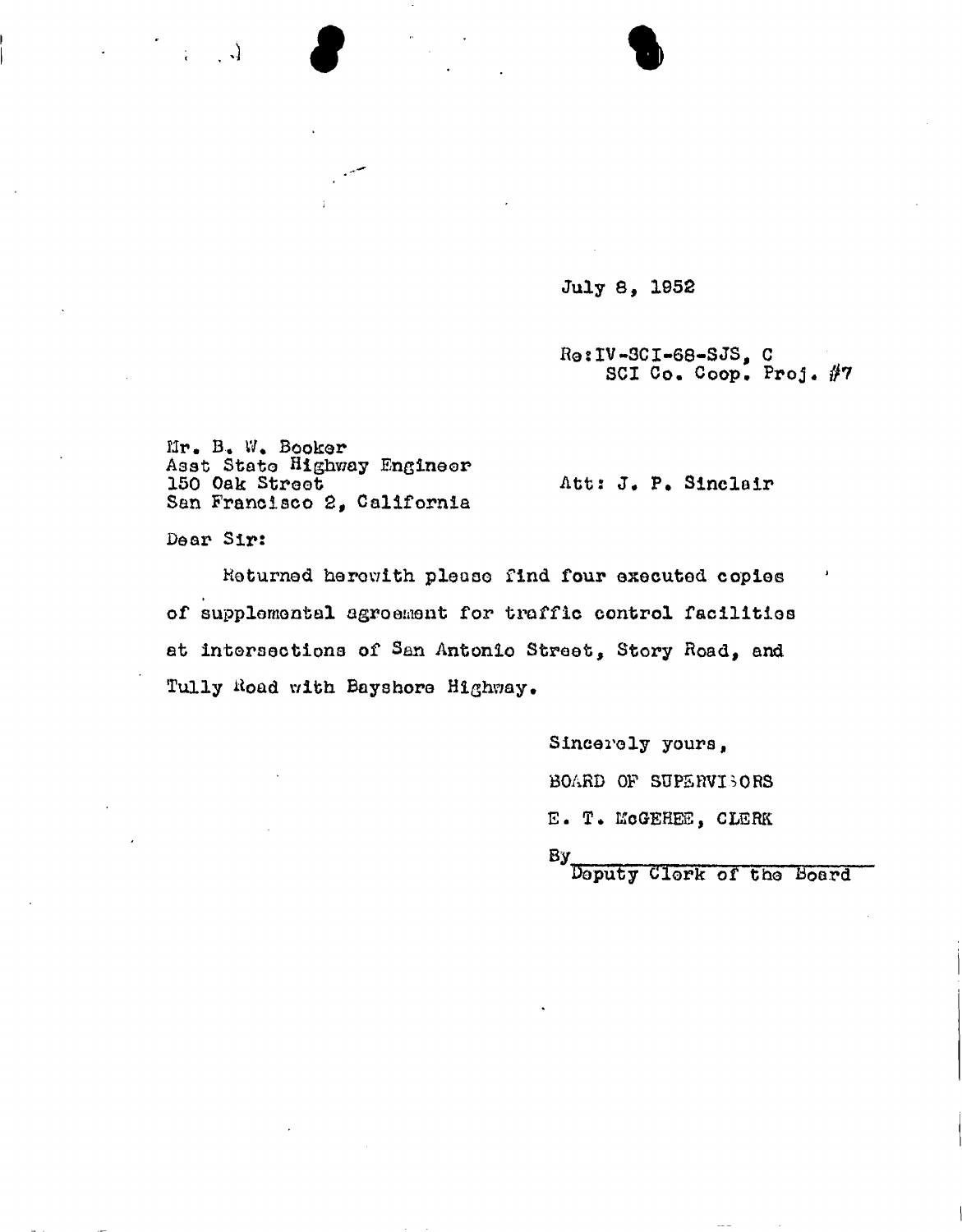July 8, 1952

Re:IV-SCI-68-SJS, C
SCI Co. Coop. Proj. #7

Mr. B. W. Booker
Asst State Highway Engineer
150 Oak Street
San Francisco 2, California

Att: J. P. Sinclair

Dear Sir:

Returned herewith please find four executed copies of supplemental agreement for traffic control facilities at intersections of San Antonio Street, Story Road, and Tully Road with Bayshore Highway.

Sincerely yours,

BOARD OF SUPERVISORS

E. T. McGEHEE, CLERK

By\_\_\_\_\_\_\_\_\_\_\_\_\_\_\_\_\_\_\_\_
Deputy Clerk of the Board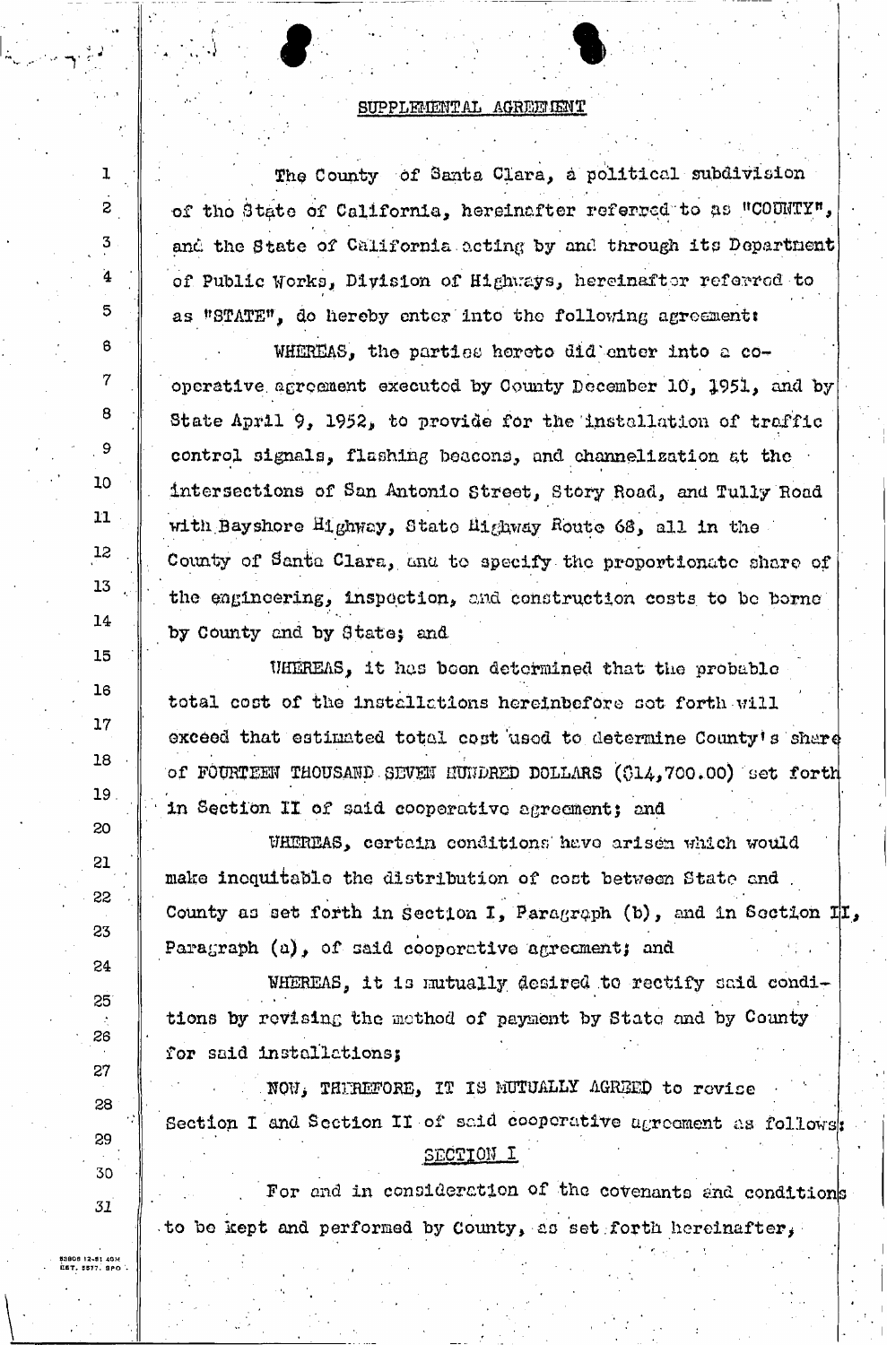## SUPPLEMENTAL AGREEMENT

The County of Santa Clara, a political subdivision of the State of California, hereinafter referred to as "COUNTY", and the State of California acting by and through its Department of Public Works, Division of Highways, hereinafter referred to as "STATE", do hereby enter into the following agreement:

WHEREAS, the parties hereto did enter into a cooperative agreement executed by County December 10, 1951, and by State April 9, 1952, to provide for the installation of traffic control signals, flashing beacons, and channelization at the intersections of San Antonio Street, Story Road, and Tully Road with Bayshore Highway, State Highway Route 68, all in the County of Santa Clara, and to specify the proportionate share of the engineering, inspection, and construction costs to be borne by County and by State; and

WHEREAS, it has been determined that the probable total cost of the installations hereinbefore set forth will exceed that estimated total cost used to determine County's share of FOURTEEN THOUSAND SEVEN HUNDRED DOLLARS ($14,700.00) set forth in Section II of said cooperative agreement; and

WHEREAS, certain conditions have arisen which would make inequitable the distribution of cost between State and County as set forth in Section I, Paragraph (b), and in Section II, Paragraph (a), of said cooperative agreement; and

WHEREAS, it is mutually desired to rectify said conditions by revising the method of payment by State and by County for said installations;

NOW, THEREFORE, IT IS MUTUALLY AGREED to revise Section I and Section II of said cooperative agreement as follows:

### SECTION I

For and in consideration of the covenants and conditions to be kept and performed by County, as set forth hereinafter,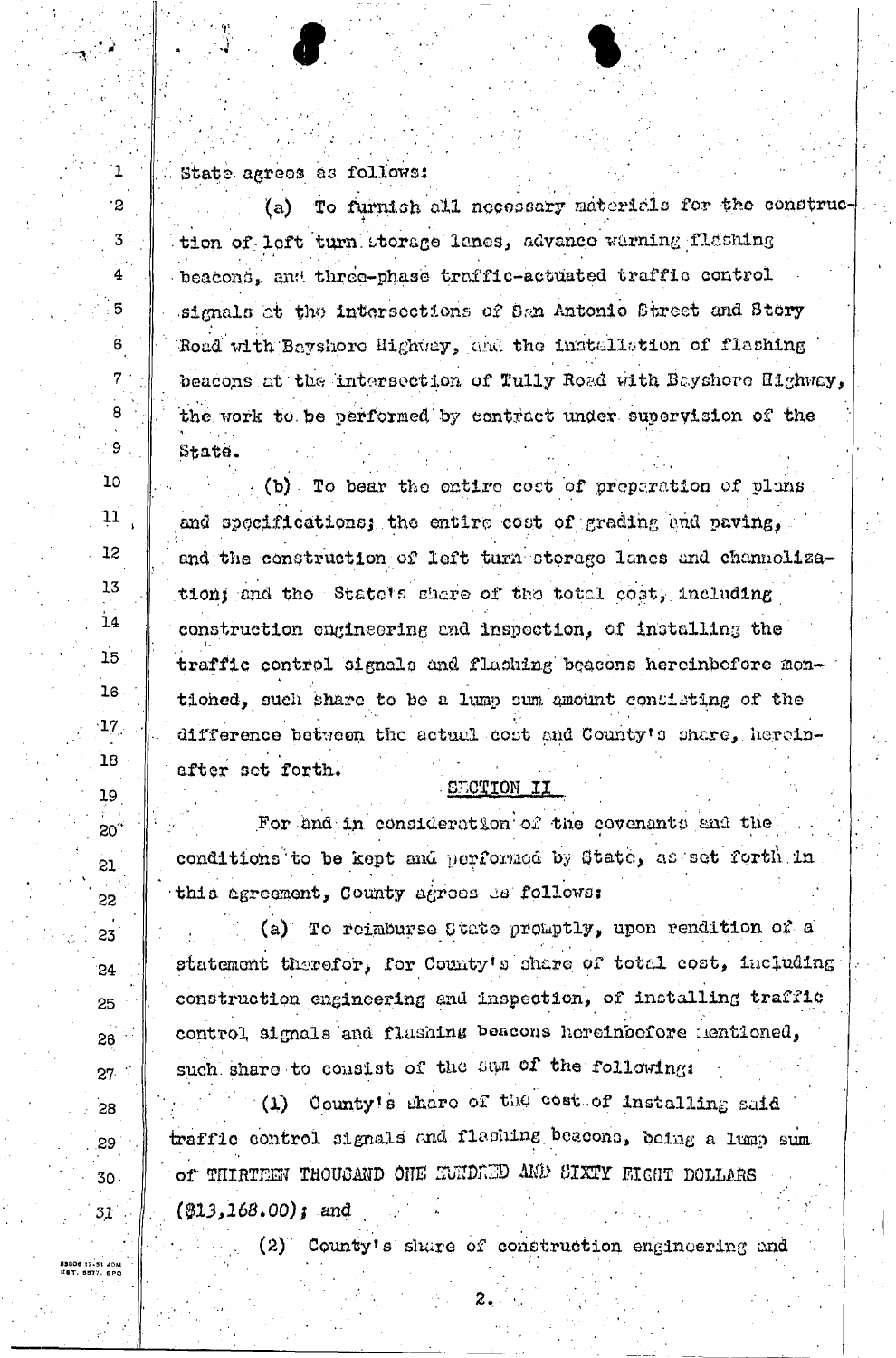State agrees as follows:

(a) To furnish all necessary materials for the construction of left turn storage lanes, advance warning flashing beacons, and three-phase traffic-actuated traffic control signals at the intersections of San Antonio Street and Story Road with Bayshore Highway, and the installation of flashing beacons at the intersection of Tully Road with Bayshore Highway, the work to be performed by contract under supervision of the State.

(b) To bear the entire cost of preparation of plans and specifications; the entire cost of grading and paving, and the construction of left turn storage lanes and channelization; and the State's share of the total cost, including construction engineering and inspection, of installing the traffic control signals and flashing beacons hereinbefore mentioned, such share to be a lump sum amount consisting of the difference between the actual cost and County's share, hereinafter set forth.

SECTION II

For and in consideration of the covenants and the conditions to be kept and performed by State, as set forth in this agreement, County agrees as follows:

(a) To reimburse State promptly, upon rendition of a statement therefor, for County's share of total cost, including construction engineering and inspection, of installing traffic control signals and flashing beacons hereinbefore mentioned, such share to consist of the sum of the following:

(1) County's share of the cost of installing said traffic control signals and flashing beacons, being a lump sum of THIRTEEN THOUSAND ONE HUNDRED AND SIXTY EIGHT DOLLARS ($13,168.00); and

(2) County's share of construction engineering and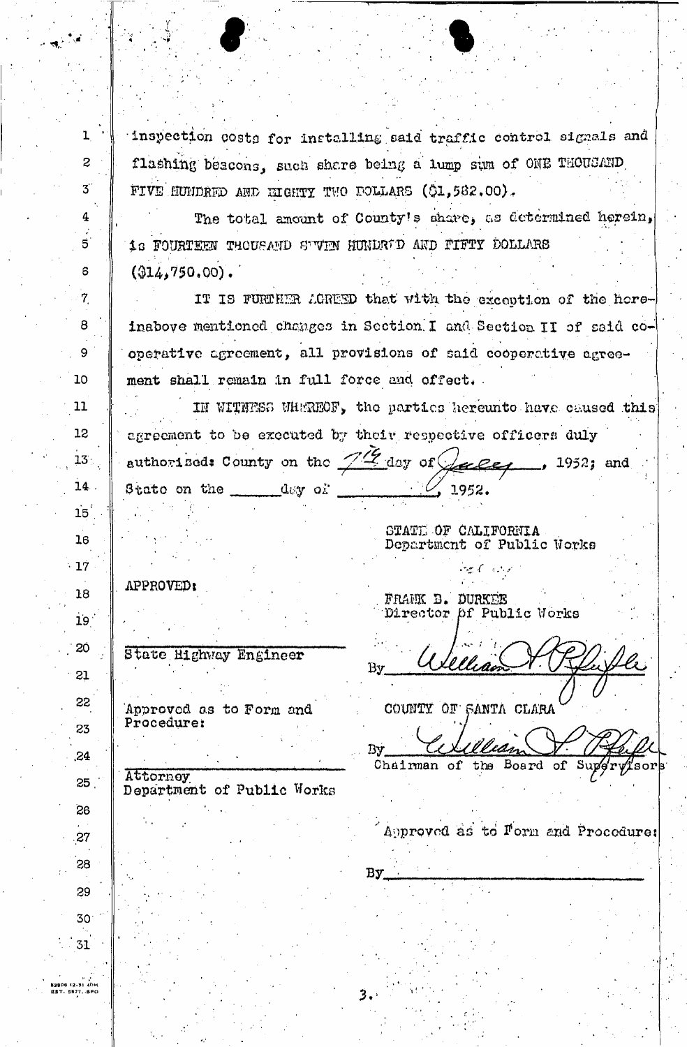inspection costs for installing said traffic control signals and flashing beacons, such share being a lump sum of ONE THOUSAND FIVE HUNDRED AND EIGHTY TWO DOLLARS ($1,582.00).

The total amount of County's share, as determined herein, is FOURTEEN THOUSAND SEVEN HUNDRED AND FIFTY DOLLARS ($14,750.00).

IT IS FURTHER AGREED that with the exception of the hereinabove mentioned changes in Section I and Section II of said cooperative agreement, all provisions of said cooperative agreement shall remain in full force and effect.

IN WITNESS WHEREOF, the parties hereunto have caused this agreement to be executed by their respective officers duly authorized: County on the 7th day of July, 1952; and State on the ______ day of ______, 1952.

STATE OF CALIFORNIA
Department of Public Works

APPROVED:

FRANK B. DURKEE
Director of Public Works

______________________
State Highway Engineer

By William A. Pfeifle

Approved as to Form and Procedure:

COUNTY OF SANTA CLARA

By William A. Pfeifle
Chairman of the Board of Supervisors

______________________
Attorney
Department of Public Works

Approved as to Form and Procedure:

By______________________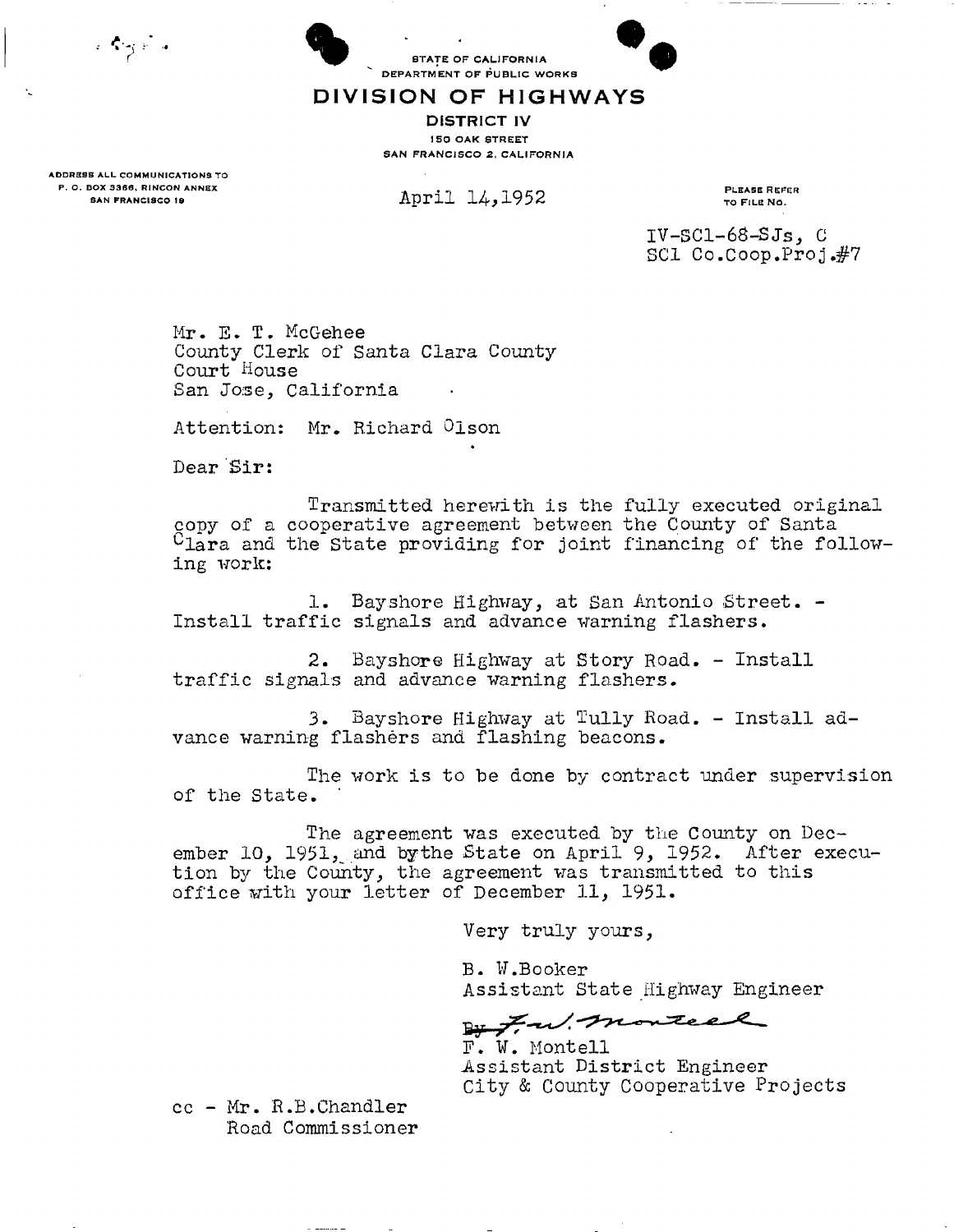STATE OF CALIFORNIA
DEPARTMENT OF PUBLIC WORKS

# DIVISION OF HIGHWAYS

DISTRICT IV
150 OAK STREET
SAN FRANCISCO 2, CALIFORNIA

ADDRESS ALL COMMUNICATIONS TO
P. O. BOX 3366, RINCON ANNEX
SAN FRANCISCO 19

April 14,1952

PLEASE REFER TO FILE NO.

IV-SCl-68-SJs, C
SCl Co.Coop.Proj.#7

Mr. E. T. McGehee
County Clerk of Santa Clara County
Court House
San Jose, California

Attention: Mr. Richard Olson

Dear Sir:

Transmitted herewith is the fully executed original copy of a cooperative agreement between the County of Santa Clara and the State providing for joint financing of the following work:

1. Bayshore Highway, at San Antonio Street. - Install traffic signals and advance warning flashers.

2. Bayshore Highway at Story Road. - Install traffic signals and advance warning flashers.

3. Bayshore Highway at Tully Road. - Install advance warning flashers and flashing beacons.

The work is to be done by contract under supervision of the State.

The agreement was executed by the County on December 10, 1951, and bythe State on April 9, 1952. After execution by the County, the agreement was transmitted to this office with your letter of December 11, 1951.

Very truly yours,

B. W.Booker
Assistant State Highway Engineer

By F.W. Montell
F. W. Montell
Assistant District Engineer
City & County Cooperative Projects

cc - Mr. R.B.Chandler
Road Commissioner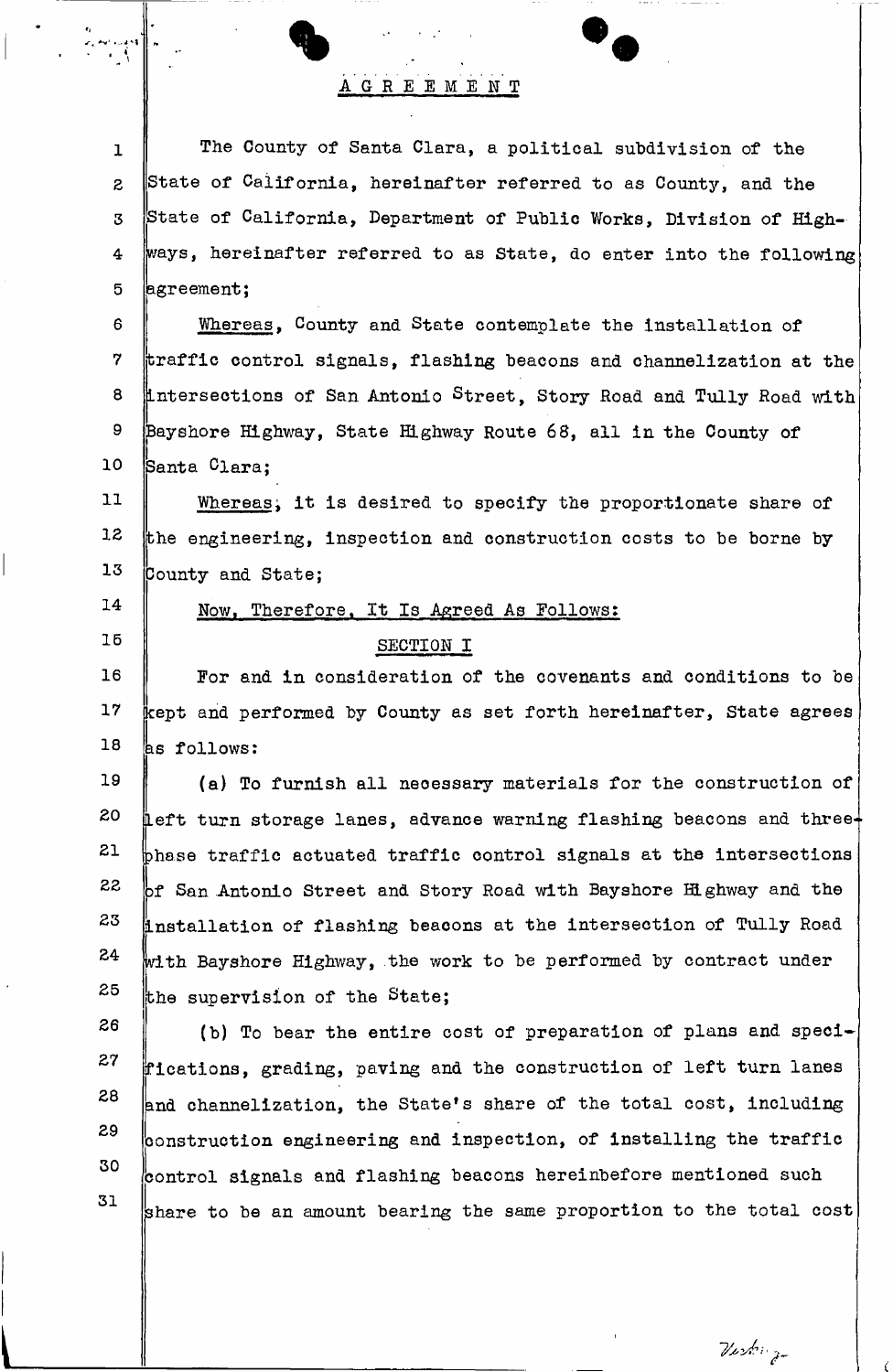# AGREEMENT

The County of Santa Clara, a political subdivision of the State of California, hereinafter referred to as County, and the State of California, Department of Public Works, Division of Highways, hereinafter referred to as State, do enter into the following agreement;

Whereas, County and State contemplate the installation of traffic control signals, flashing beacons and channelization at the intersections of San Antonio Street, Story Road and Tully Road with Bayshore Highway, State Highway Route 68, all in the County of Santa Clara;

Whereas, it is desired to specify the proportionate share of the engineering, inspection and construction costs to be borne by County and State;

Now, Therefore, It Is Agreed As Follows:

## SECTION I

For and in consideration of the covenants and conditions to be kept and performed by County as set forth hereinafter, State agrees as follows:

(a) To furnish all necessary materials for the construction of left turn storage lanes, advance warning flashing beacons and three-phase traffic actuated traffic control signals at the intersections of San Antonio Street and Story Road with Bayshore Highway and the installation of flashing beacons at the intersection of Tully Road with Bayshore Highway, the work to be performed by contract under the supervision of the State;

(b) To bear the entire cost of preparation of plans and specifications, grading, paving and the construction of left turn lanes and channelization, the State's share of the total cost, including construction engineering and inspection, of installing the traffic control signals and flashing beacons hereinbefore mentioned such share to be an amount bearing the same proportion to the total cost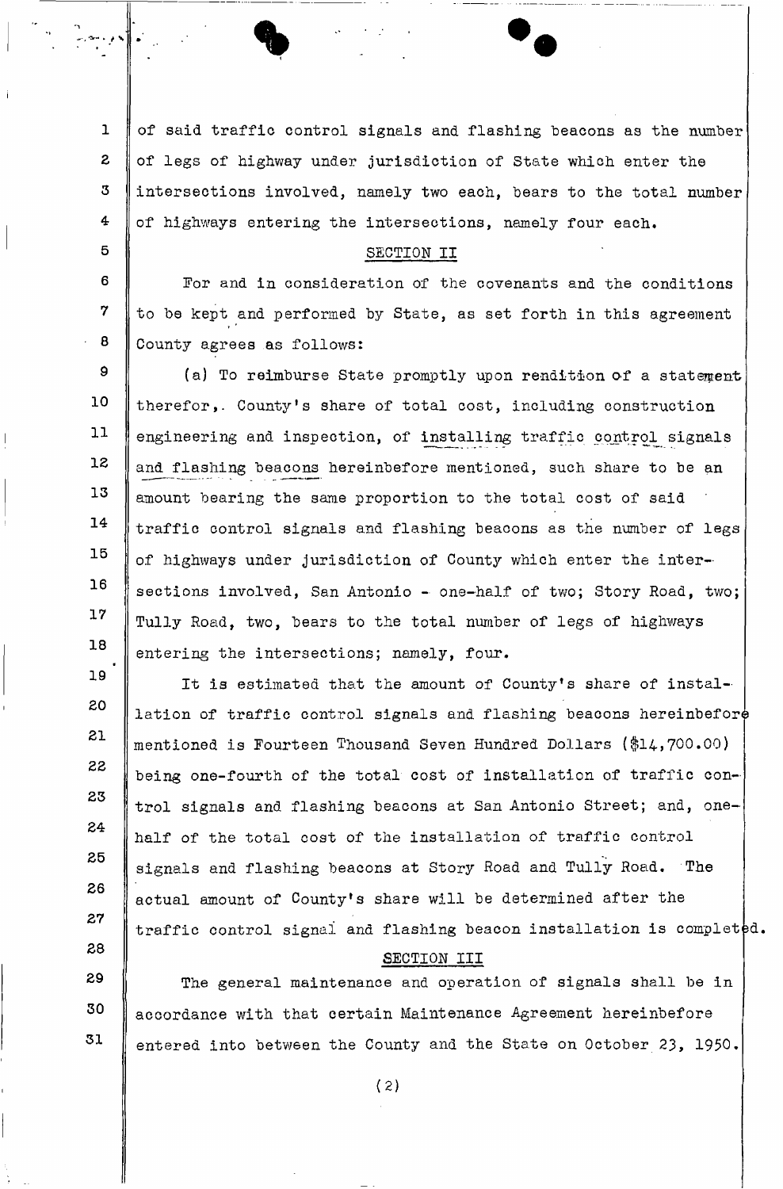of said traffic control signals and flashing beacons as the number of legs of highway under jurisdiction of State which enter the intersections involved, namely two each, bears to the total number of highways entering the intersections, namely four each.

SECTION II

For and in consideration of the covenants and the conditions to be kept and performed by State, as set forth in this agreement County agrees as follows:

(a) To reimburse State promptly upon rendition of a statement therefor, County's share of total cost, including construction engineering and inspection, of installing traffic control signals and flashing beacons hereinbefore mentioned, such share to be an amount bearing the same proportion to the total cost of said traffic control signals and flashing beacons as the number of legs of highways under jurisdiction of County which enter the intersections involved, San Antonio - one-half of two; Story Road, two; Tully Road, two, bears to the total number of legs of highways entering the intersections; namely, four.

It is estimated that the amount of County's share of installation of traffic control signals and flashing beacons hereinbefore mentioned is Fourteen Thousand Seven Hundred Dollars ($14,700.00) being one-fourth of the total cost of installation of traffic control signals and flashing beacons at San Antonio Street; and, one-half of the total cost of the installation of traffic control signals and flashing beacons at Story Road and Tully Road. The actual amount of County's share will be determined after the traffic control signal and flashing beacon installation is completed.

SECTION III

The general maintenance and operation of signals shall be in accordance with that certain Maintenance Agreement hereinbefore entered into between the County and the State on October 23, 1950.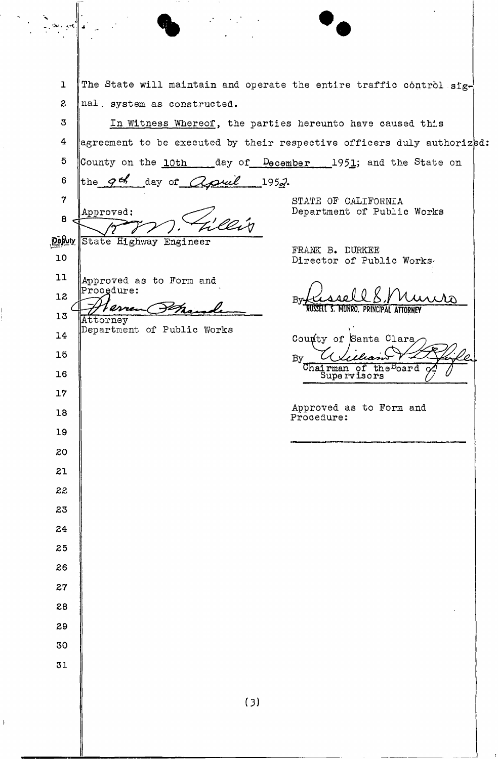The State will maintain and operate the entire traffic control signal system as constructed.

In Witness Whereof, the parties hereunto have caused this agreement to be executed by their respective officers duly authorized: County on the 10th day of December 1951; and the State on the 9th day of April 1952.

Approved:

R. M. Gillis

Deputy State Highway Engineer

Approved as to Form and Procedure:

Warren Shaude

Attorney
Department of Public Works

STATE OF CALIFORNIA
Department of Public Works

FRANK B. DURKEE
Director of Public Works

By Russell S. Munro
RUSSELL S. MUNRO, PRINCIPAL ATTORNEY

County of Santa Clara

By William ...
Chairman of the Board of Supervisors

Approved as to Form and Procedure:

\_\_\_\_\_\_\_\_\_\_\_\_\_\_\_\_\_\_\_\_\_\_\_\_\_\_\_\_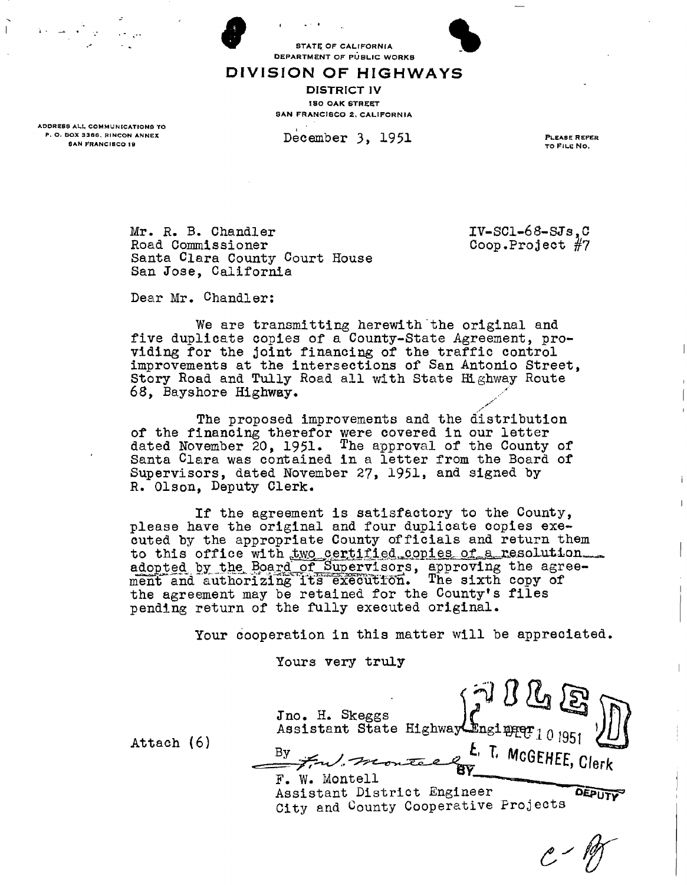STATE OF CALIFORNIA
DEPARTMENT OF PUBLIC WORKS

# DIVISION OF HIGHWAYS

DISTRICT IV
150 OAK STREET
SAN FRANCISCO 2, CALIFORNIA

ADDRESS ALL COMMUNICATIONS TO
P. O. BOX 3366, RINCON ANNEX
SAN FRANCISCO 19

December 3, 1951

PLEASE REFER TO FILE NO.

Mr. R. B. Chandler
Road Commissioner
Santa Clara County Court House
San Jose, California

IV-SCl-68-SJs,C
Coop.Project #7

Dear Mr. Chandler:

We are transmitting herewith the original and five duplicate copies of a County-State Agreement, providing for the joint financing of the traffic control improvements at the intersections of San Antonio Street, Story Road and Tully Road all with State Highway Route 68, Bayshore Highway.

The proposed improvements and the distribution of the financing therefor were covered in our letter dated November 20, 1951. The approval of the County of Santa Clara was contained in a letter from the Board of Supervisors, dated November 27, 1951, and signed by R. Olson, Deputy Clerk.

If the agreement is satisfactory to the County, please have the original and four duplicate copies executed by the appropriate County officials and return them to this office with two certified copies of a resolution adopted by the Board of Supervisors, approving the agreement and authorizing its execution. The sixth copy of the agreement may be retained for the County's files pending return of the fully executed original.

Your cooperation in this matter will be appreciated.

Yours very truly

Jno. H. Skeggs
Assistant State Highway Engineer

By F. W. Montell
F. W. Montell
Assistant District Engineer
City and County Cooperative Projects

Attach (6)

FILED
DEC 10 1951
E. T. MCGEHEE, Clerk
BY ____ DEPUTY

C - [illegible]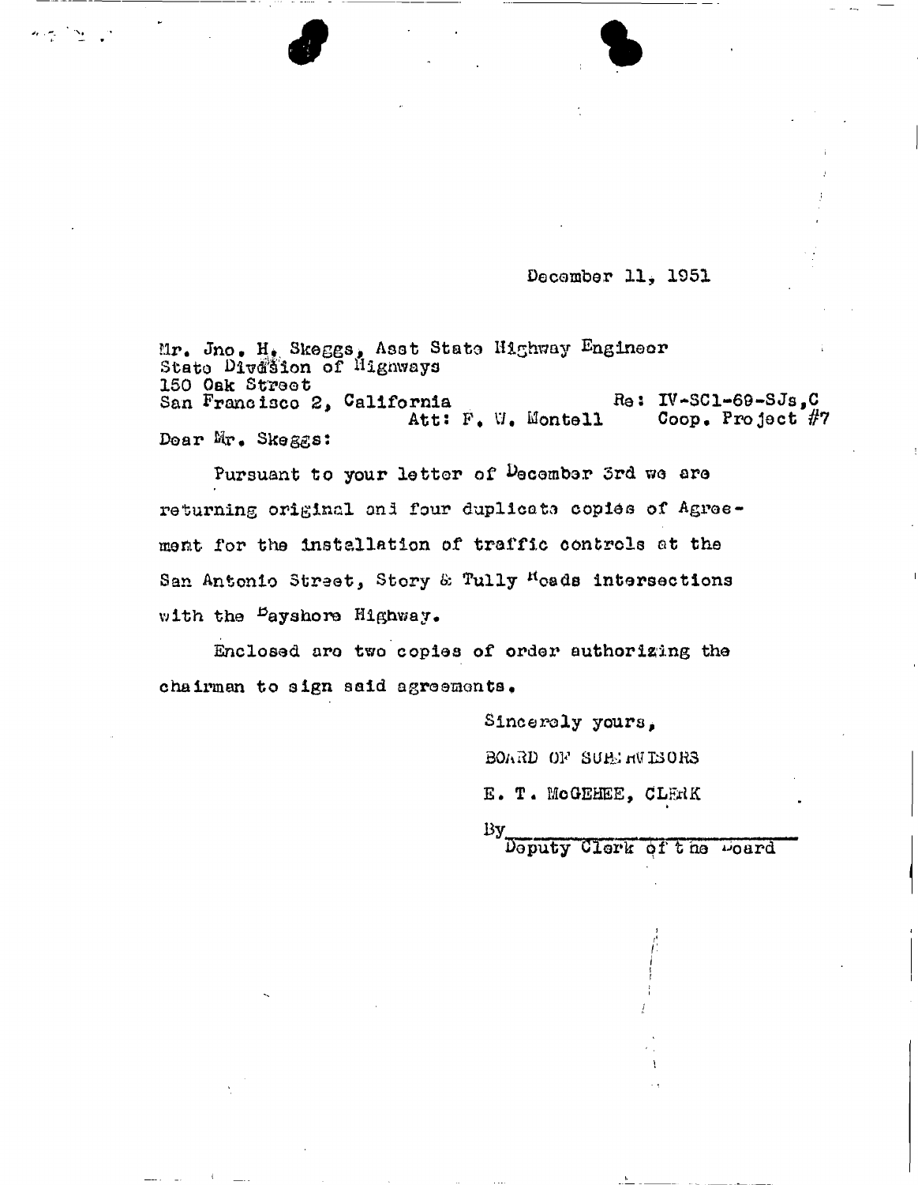December 11, 1951

Mr. Jno. H. Skeggs, Asst State Highway Engineer
State Division of Highways
150 Oak Street
San Francisco 2, California
Att: F. W. Montell

Re: IV-SC1-69-SJs,C
Coop. Project #7

Dear Mr. Skeggs:

Pursuant to your letter of December 3rd we are returning original and four duplicate copies of Agreement for the installation of traffic controls at the San Antonio Street, Story & Tully Roads intersections with the Bayshore Highway.

Enclosed are two copies of order authorizing the chairman to sign said agreements.

Sincerely yours,

BOARD OF SUPERVISORS

E. T. McGEHEE, CLERK

By\_\_\_\_\_\_\_\_\_\_\_\_\_\_\_\_\_\_\_\_\_\_\_\_
Deputy Clerk of the Board